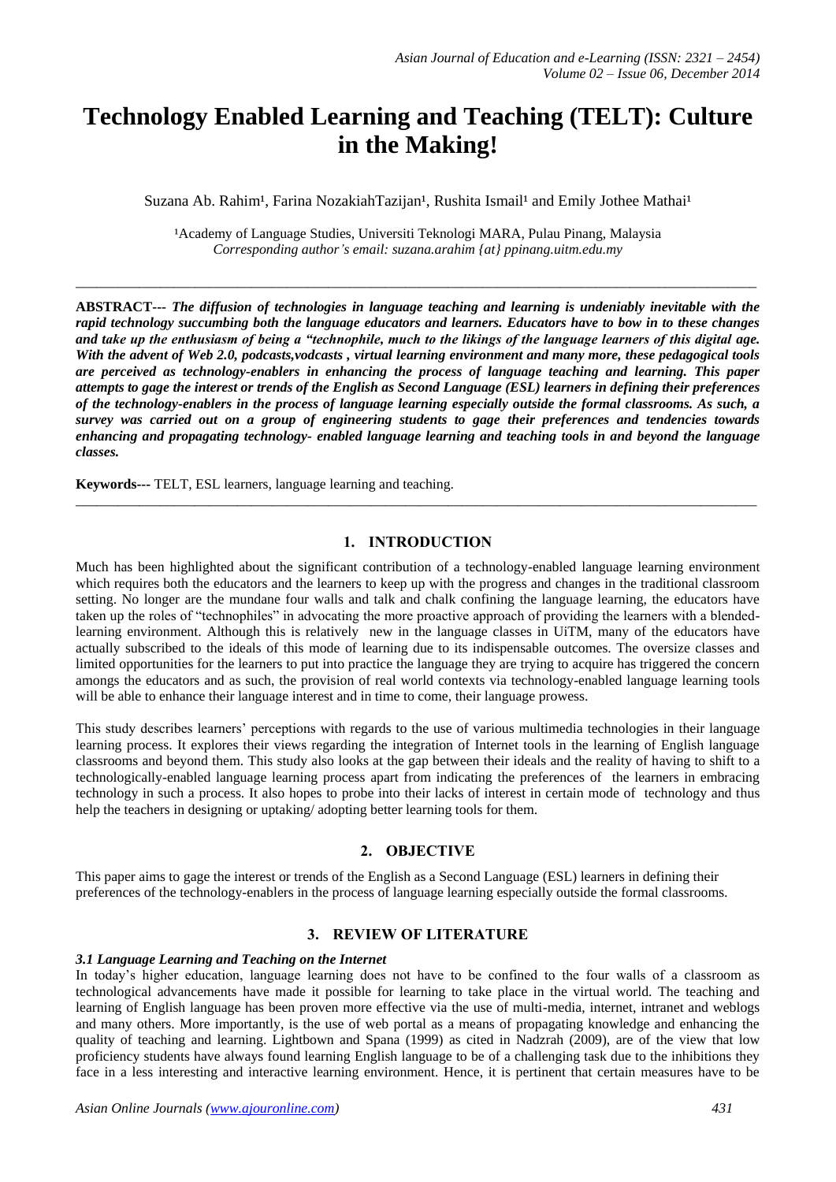# Technology Enabled Learning and Teaching (TELT): Culture in the Making!

Suzana Ab. Rahim[1], Farina NozakiahTazijan[1], Rushita Ismail[1] and Emily Jothee Mathai[1]

[1]Academy of Language Studies, Universiti Teknologi MARA, Pulau Pinang, Malaysia
*Corresponding author's email: suzana.arahim {at} ppinang.uitm.edu.my*

---

**ABSTRACT---** ***The diffusion of technologies in language teaching and learning is undeniably inevitable with the rapid technology succumbing both the language educators and learners. Educators have to bow in to these changes and take up the enthusiasm of being a "technophile, much to the likings of the language learners of this digital age. With the advent of Web 2.0, podcasts,vodcasts , virtual learning environment and many more, these pedagogical tools are perceived as technology-enablers in enhancing the process of language teaching and learning. This paper attempts to gage the interest or trends of the English as Second Language (ESL) learners in defining their preferences of the technology-enablers in the process of language learning especially outside the formal classrooms. As such, a survey was carried out on a group of engineering students to gage their preferences and tendencies towards enhancing and propagating technology- enabled language learning and teaching tools in and beyond the language classes.***

**Keywords---** TELT, ESL learners, language learning and teaching.

---

## 1. INTRODUCTION

Much has been highlighted about the significant contribution of a technology-enabled language learning environment which requires both the educators and the learners to keep up with the progress and changes in the traditional classroom setting. No longer are the mundane four walls and talk and chalk confining the language learning, the educators have taken up the roles of "technophiles" in advocating the more proactive approach of providing the learners with a blended-learning environment. Although this is relatively new in the language classes in UiTM, many of the educators have actually subscribed to the ideals of this mode of learning due to its indispensable outcomes. The oversize classes and limited opportunities for the learners to put into practice the language they are trying to acquire has triggered the concern amongs the educators and as such, the provision of real world contexts via technology-enabled language learning tools will be able to enhance their language interest and in time to come, their language prowess.

This study describes learners' perceptions with regards to the use of various multimedia technologies in their language learning process. It explores their views regarding the integration of Internet tools in the learning of English language classrooms and beyond them. This study also looks at the gap between their ideals and the reality of having to shift to a technologically-enabled language learning process apart from indicating the preferences of the learners in embracing technology in such a process. It also hopes to probe into their lacks of interest in certain mode of technology and thus help the teachers in designing or uptaking/ adopting better learning tools for them.

## 2. OBJECTIVE

This paper aims to gage the interest or trends of the English as a Second Language (ESL) learners in defining their preferences of the technology-enablers in the process of language learning especially outside the formal classrooms.

## 3. REVIEW OF LITERATURE

### *3.1 Language Learning and Teaching on the Internet*

In today's higher education, language learning does not have to be confined to the four walls of a classroom as technological advancements have made it possible for learning to take place in the virtual world. The teaching and learning of English language has been proven more effective via the use of multi-media, internet, intranet and weblogs and many others. More importantly, is the use of web portal as a means of propagating knowledge and enhancing the quality of teaching and learning. Lightbown and Spana (1999) as cited in Nadzrah (2009), are of the view that low proficiency students have always found learning English language to be of a challenging task due to the inhibitions they face in a less interesting and interactive learning environment. Hence, it is pertinent that certain measures have to be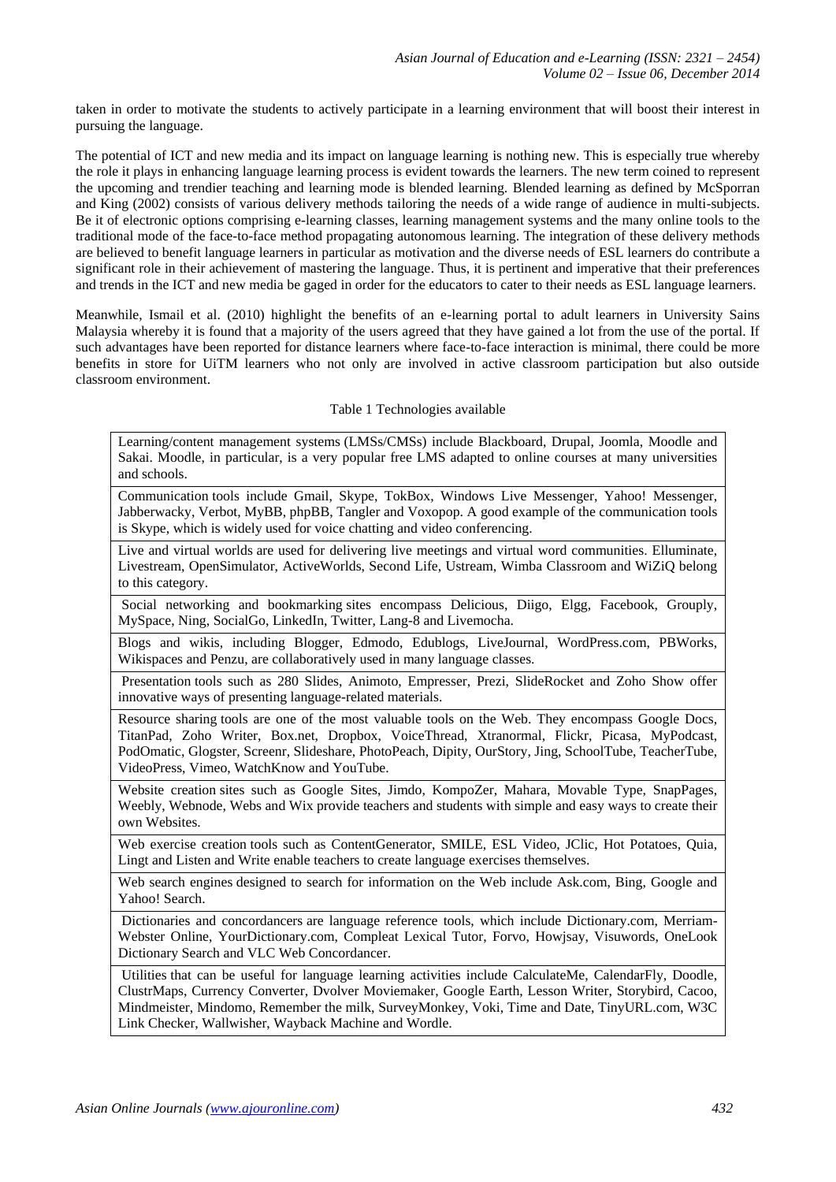taken in order to motivate the students to actively participate in a learning environment that will boost their interest in pursuing the language.

The potential of ICT and new media and its impact on language learning is nothing new. This is especially true whereby the role it plays in enhancing language learning process is evident towards the learners. The new term coined to represent the upcoming and trendier teaching and learning mode is blended learning. Blended learning as defined by McSporran and King (2002) consists of various delivery methods tailoring the needs of a wide range of audience in multi-subjects. Be it of electronic options comprising e-learning classes, learning management systems and the many online tools to the traditional mode of the face-to-face method propagating autonomous learning. The integration of these delivery methods are believed to benefit language learners in particular as motivation and the diverse needs of ESL learners do contribute a significant role in their achievement of mastering the language. Thus, it is pertinent and imperative that their preferences and trends in the ICT and new media be gaged in order for the educators to cater to their needs as ESL language learners.

Meanwhile, Ismail et al. (2010) highlight the benefits of an e-learning portal to adult learners in University Sains Malaysia whereby it is found that a majority of the users agreed that they have gained a lot from the use of the portal. If such advantages have been reported for distance learners where face-to-face interaction is minimal, there could be more benefits in store for UiTM learners who not only are involved in active classroom participation but also outside classroom environment.

Table 1 Technologies available

| Table 1 Technologies available |
|---|
| Learning/content management systems (LMSs/CMSs) include Blackboard, Drupal, Joomla, Moodle and Sakai. Moodle, in particular, is a very popular free LMS adapted to online courses at many universities and schools. |
| Communication tools include Gmail, Skype, TokBox, Windows Live Messenger, Yahoo! Messenger, Jabberwacky, Verbot, MyBB, phpBB, Tangler and Voxopop. A good example of the communication tools is Skype, which is widely used for voice chatting and video conferencing. |
| Live and virtual worlds are used for delivering live meetings and virtual word communities. Elluminate, Livestream, OpenSimulator, ActiveWorlds, Second Life, Ustream, Wimba Classroom and WiZiQ belong to this category. |
| Social networking and bookmarking sites encompass Delicious, Diigo, Elgg, Facebook, Grouply, MySpace, Ning, SocialGo, LinkedIn, Twitter, Lang-8 and Livemocha. |
| Blogs and wikis, including Blogger, Edmodo, Edublogs, LiveJournal, WordPress.com, PBWorks, Wikispaces and Penzu, are collaboratively used in many language classes. |
| Presentation tools such as 280 Slides, Animoto, Empresser, Prezi, SlideRocket and Zoho Show offer innovative ways of presenting language-related materials. |
| Resource sharing tools are one of the most valuable tools on the Web. They encompass Google Docs, TitanPad, Zoho Writer, Box.net, Dropbox, VoiceThread, Xtranormal, Flickr, Picasa, MyPodcast, PodOmatic, Glogster, Screenr, Slideshare, PhotoPeach, Dipity, OurStory, Jing, SchoolTube, TeacherTube, VideoPress, Vimeo, WatchKnow and YouTube. |
| Website creation sites such as Google Sites, Jimdo, KompoZer, Mahara, Movable Type, SnapPages, Weebly, Webnode, Webs and Wix provide teachers and students with simple and easy ways to create their own Websites. |
| Web exercise creation tools such as ContentGenerator, SMILE, ESL Video, JClic, Hot Potatoes, Quia, Lingt and Listen and Write enable teachers to create language exercises themselves. |
| Web search engines designed to search for information on the Web include Ask.com, Bing, Google and Yahoo! Search. |
| Dictionaries and concordancers are language reference tools, which include Dictionary.com, Merriam-Webster Online, YourDictionary.com, Compleat Lexical Tutor, Forvo, Howjsay, Visuwords, OneLook Dictionary Search and VLC Web Concordancer. |
| Utilities that can be useful for language learning activities include CalculateMe, CalendarFly, Doodle, ClustrMaps, Currency Converter, Dvolver Moviemaker, Google Earth, Lesson Writer, Storybird, Cacoo, Mindmeister, Mindomo, Remember the milk, SurveyMonkey, Voki, Time and Date, TinyURL.com, W3C Link Checker, Wallwisher, Wayback Machine and Wordle. |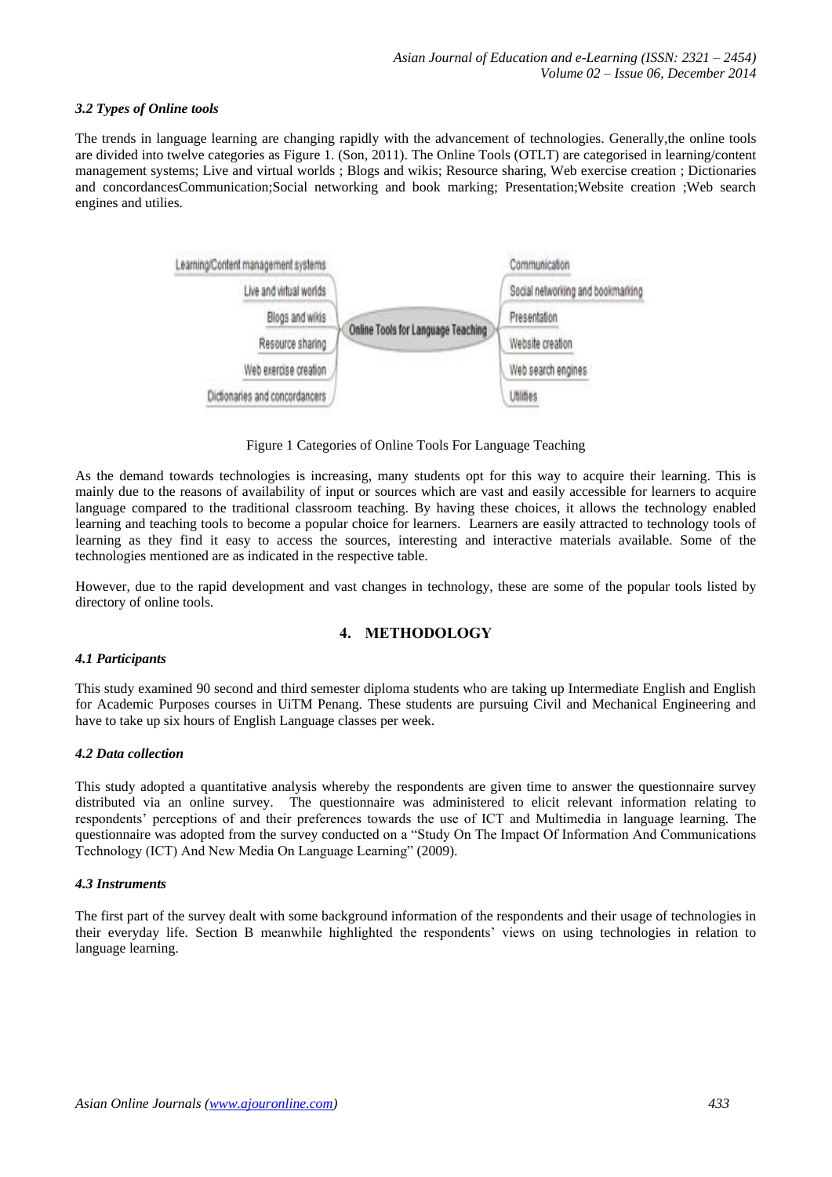### *3.2 Types of Online tools*

The trends in language learning are changing rapidly with the advancement of technologies. Generally,the online tools are divided into twelve categories as Figure 1. (Son, 2011). The Online Tools (OTLT) are categorised in learning/content management systems; Live and virtual worlds ; Blogs and wikis; Resource sharing, Web exercise creation ; Dictionaries and concordancesCommunication;Social networking and book marking; Presentation;Website creation ;Web search engines and utilies.

Figure 1 Categories of Online Tools For Language Teaching

As the demand towards technologies is increasing, many students opt for this way to acquire their learning. This is mainly due to the reasons of availability of input or sources which are vast and easily accessible for learners to acquire language compared to the traditional classroom teaching. By having these choices, it allows the technology enabled learning and teaching tools to become a popular choice for learners. Learners are easily attracted to technology tools of learning as they find it easy to access the sources, interesting and interactive materials available. Some of the technologies mentioned are as indicated in the respective table.

However, due to the rapid development and vast changes in technology, these are some of the popular tools listed by directory of online tools.

## 4. METHODOLOGY

### *4.1 Participants*

This study examined 90 second and third semester diploma students who are taking up Intermediate English and English for Academic Purposes courses in UiTM Penang. These students are pursuing Civil and Mechanical Engineering and have to take up six hours of English Language classes per week.

### *4.2 Data collection*

This study adopted a quantitative analysis whereby the respondents are given time to answer the questionnaire survey distributed via an online survey. The questionnaire was administered to elicit relevant information relating to respondents' perceptions of and their preferences towards the use of ICT and Multimedia in language learning. The questionnaire was adopted from the survey conducted on a "Study On The Impact Of Information And Communications Technology (ICT) And New Media On Language Learning" (2009).

### *4.3 Instruments*

The first part of the survey dealt with some background information of the respondents and their usage of technologies in their everyday life. Section B meanwhile highlighted the respondents' views on using technologies in relation to language learning.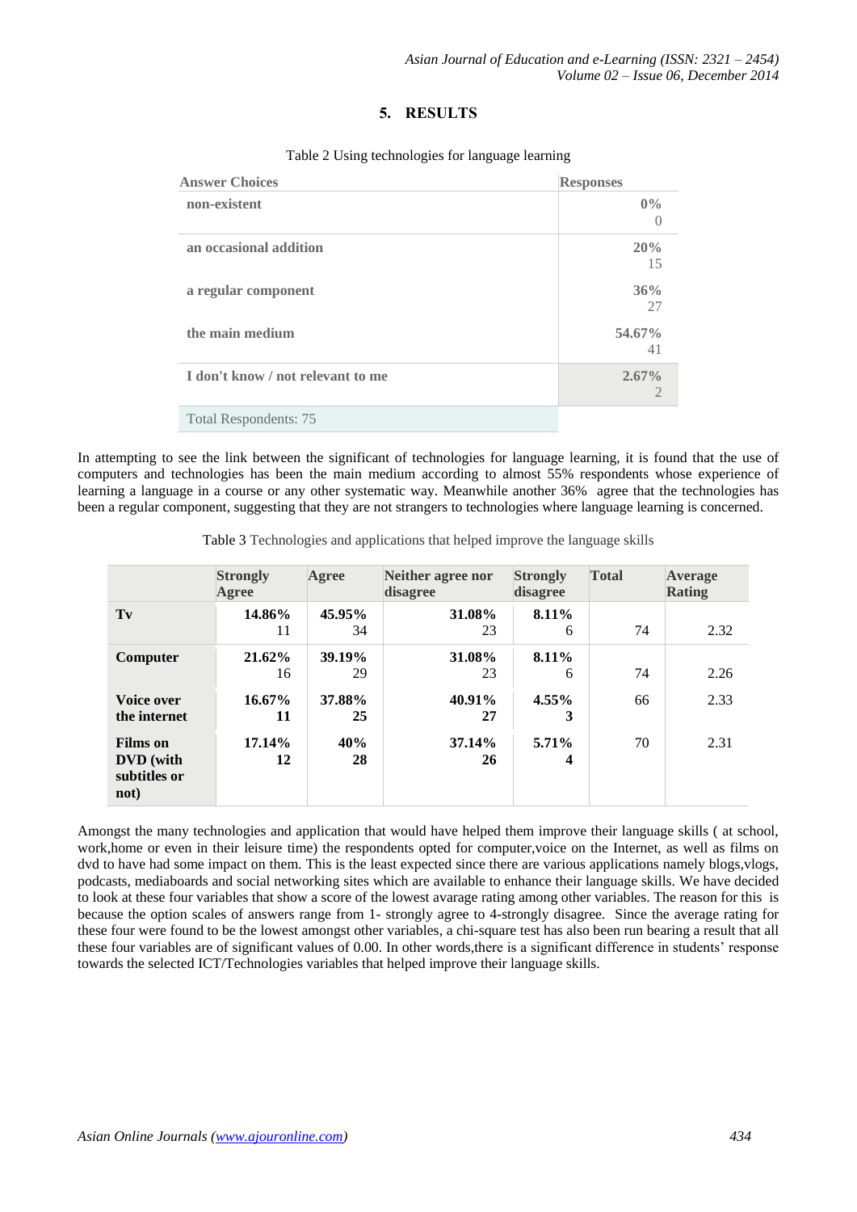## 5. RESULTS

Table 2 Using technologies for language learning

| Answer Choices | Responses |
|---|---|
| non-existent | 0% 0 |
| an occasional addition | 20% 15 |
| a regular component | 36% 27 |
| the main medium | 54.67% 41 |
| I don't know / not relevant to me | 2.67% 2 |
| Total Respondents: 75 | |

In attempting to see the link between the significant of technologies for language learning, it is found that the use of computers and technologies has been the main medium according to almost 55% respondents whose experience of learning a language in a course or any other systematic way. Meanwhile another 36% agree that the technologies has been a regular component, suggesting that they are not strangers to technologies where language learning is concerned.

Table 3 Technologies and applications that helped improve the language skills

| | Strongly Agree | Agree | Neither agree nor disagree | Strongly disagree | Total | Average Rating |
|---|---|---|---|---|---|---|
| **Tv** | 14.86% 11 | 45.95% 34 | 31.08% 23 | 8.11% 6 | 74 | 2.32 |
| **Computer** | 21.62% 16 | 39.19% 29 | 31.08% 23 | 8.11% 6 | 74 | 2.26 |
| **Voice over the internet** | 16.67% 11 | 37.88% 25 | 40.91% 27 | 4.55% 3 | 66 | 2.33 |
| **Films on DVD (with subtitles or not)** | 17.14% 12 | 40% 28 | 37.14% 26 | 5.71% 4 | 70 | 2.31 |

Amongst the many technologies and application that would have helped them improve their language skills ( at school, work,home or even in their leisure time) the respondents opted for computer,voice on the Internet, as well as films on dvd to have had some impact on them. This is the least expected since there are various applications namely blogs,vlogs, podcasts, mediaboards and social networking sites which are available to enhance their language skills. We have decided to look at these four variables that show a score of the lowest avarage rating among other variables. The reason for this is because the option scales of answers range from 1- strongly agree to 4-strongly disagree. Since the average rating for these four were found to be the lowest amongst other variables, a chi-square test has also been run bearing a result that all these four variables are of significant values of 0.00. In other words,there is a significant difference in students' response towards the selected ICT/Technologies variables that helped improve their language skills.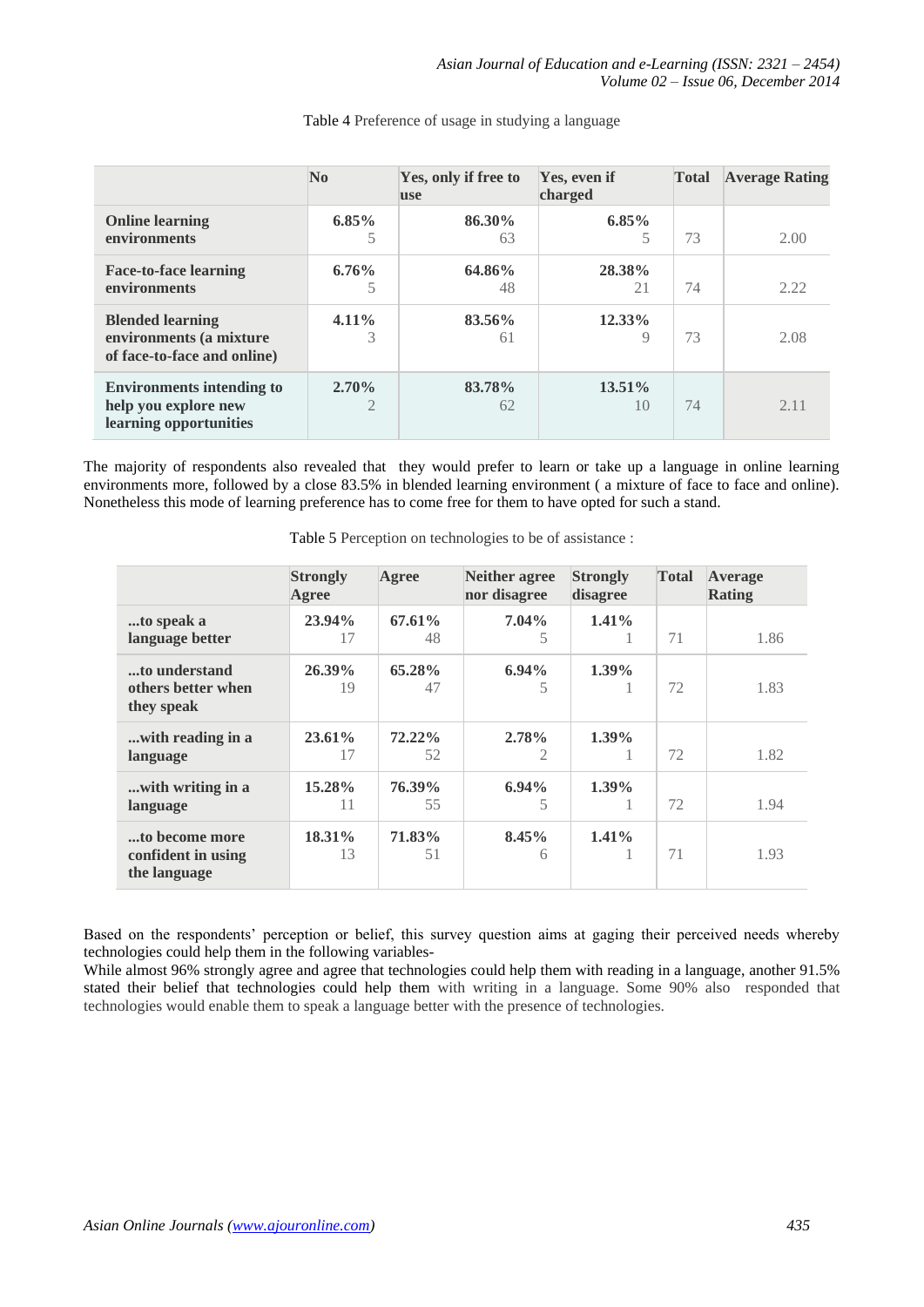Table 4 Preference of usage in studying a language

| | No | Yes, only if free to use | Yes, even if charged | Total | Average Rating |
|---|---|---|---|---|---|
| **Online learning environments** | **6.85%** 5 | **86.30%** 63 | **6.85%** 5 | 73 | 2.00 |
| **Face-to-face learning environments** | **6.76%** 5 | **64.86%** 48 | **28.38%** 21 | 74 | 2.22 |
| **Blended learning environments (a mixture of face-to-face and online)** | **4.11%** 3 | **83.56%** 61 | **12.33%** 9 | 73 | 2.08 |
| **Environments intending to help you explore new learning opportunities** | **2.70%** 2 | **83.78%** 62 | **13.51%** 10 | 74 | 2.11 |

The majority of respondents also revealed that they would prefer to learn or take up a language in online learning environments more, followed by a close 83.5% in blended learning environment ( a mixture of face to face and online). Nonetheless this mode of learning preference has to come free for them to have opted for such a stand.

Table 5 Perception on technologies to be of assistance :

| | Strongly Agree | Agree | Neither agree nor disagree | Strongly disagree | Total | Average Rating |
|---|---|---|---|---|---|---|
| **...to speak a language better** | **23.94%** 17 | **67.61%** 48 | **7.04%** 5 | **1.41%** 1 | 71 | 1.86 |
| **...to understand others better when they speak** | **26.39%** 19 | **65.28%** 47 | **6.94%** 5 | **1.39%** 1 | 72 | 1.83 |
| **...with reading in a language** | **23.61%** 17 | **72.22%** 52 | **2.78%** 2 | **1.39%** 1 | 72 | 1.82 |
| **...with writing in a language** | **15.28%** 11 | **76.39%** 55 | **6.94%** 5 | **1.39%** 1 | 72 | 1.94 |
| **...to become more confident in using the language** | **18.31%** 13 | **71.83%** 51 | **8.45%** 6 | **1.41%** 1 | 71 | 1.93 |

Based on the respondents' perception or belief, this survey question aims at gaging their perceived needs whereby technologies could help them in the following variables-

While almost 96% strongly agree and agree that technologies could help them with reading in a language, another 91.5% stated their belief that technologies could help them with writing in a language. Some 90% also responded that technologies would enable them to speak a language better with the presence of technologies.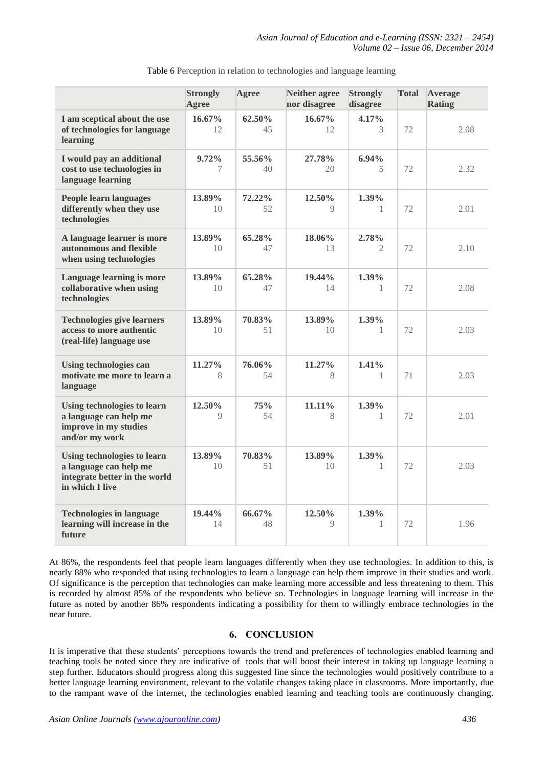Table 6 Perception in relation to technologies and language learning

| | Strongly Agree | Agree | Neither agree nor disagree | Strongly disagree | Total | Average Rating |
|---|---|---|---|---|---|---|
| **I am sceptical about the use of technologies for language learning** | **16.67%** 12 | **62.50%** 45 | **16.67%** 12 | **4.17%** 3 | 72 | 2.08 |
| **I would pay an additional cost to use technologies in language learning** | **9.72%** 7 | **55.56%** 40 | **27.78%** 20 | **6.94%** 5 | 72 | 2.32 |
| **People learn languages differently when they use technologies** | **13.89%** 10 | **72.22%** 52 | **12.50%** 9 | **1.39%** 1 | 72 | 2.01 |
| **A language learner is more autonomous and flexible when using technologies** | **13.89%** 10 | **65.28%** 47 | **18.06%** 13 | **2.78%** 2 | 72 | 2.10 |
| **Language learning is more collaborative when using technologies** | **13.89%** 10 | **65.28%** 47 | **19.44%** 14 | **1.39%** 1 | 72 | 2.08 |
| **Technologies give learners access to more authentic (real-life) language use** | **13.89%** 10 | **70.83%** 51 | **13.89%** 10 | **1.39%** 1 | 72 | 2.03 |
| **Using technologies can motivate me more to learn a language** | **11.27%** 8 | **76.06%** 54 | **11.27%** 8 | **1.41%** 1 | 71 | 2.03 |
| **Using technologies to learn a language can help me improve in my studies and/or my work** | **12.50%** 9 | **75%** 54 | **11.11%** 8 | **1.39%** 1 | 72 | 2.01 |
| **Using technologies to learn a language can help me integrate better in the world in which I live** | **13.89%** 10 | **70.83%** 51 | **13.89%** 10 | **1.39%** 1 | 72 | 2.03 |
| **Technologies in language learning will increase in the future** | **19.44%** 14 | **66.67%** 48 | **12.50%** 9 | **1.39%** 1 | 72 | 1.96 |

At 86%, the respondents feel that people learn languages differently when they use technologies. In addition to this, is nearly 88% who responded that using technologies to learn a language can help them improve in their studies and work. Of significance is the perception that technologies can make learning more accessible and less threatening to them. This is recorded by almost 85% of the respondents who believe so. Technologies in language learning will increase in the future as noted by another 86% respondents indicating a possibility for them to willingly embrace technologies in the near future.

## 6. CONCLUSION

It is imperative that these students' perceptions towards the trend and preferences of technologies enabled learning and teaching tools be noted since they are indicative of tools that will boost their interest in taking up language learning a step further. Educators should progress along this suggested line since the technologies would positively contribute to a better language learning environment, relevant to the volatile changes taking place in classrooms. More importantly, due to the rampant wave of the internet, the technologies enabled learning and teaching tools are continuously changing.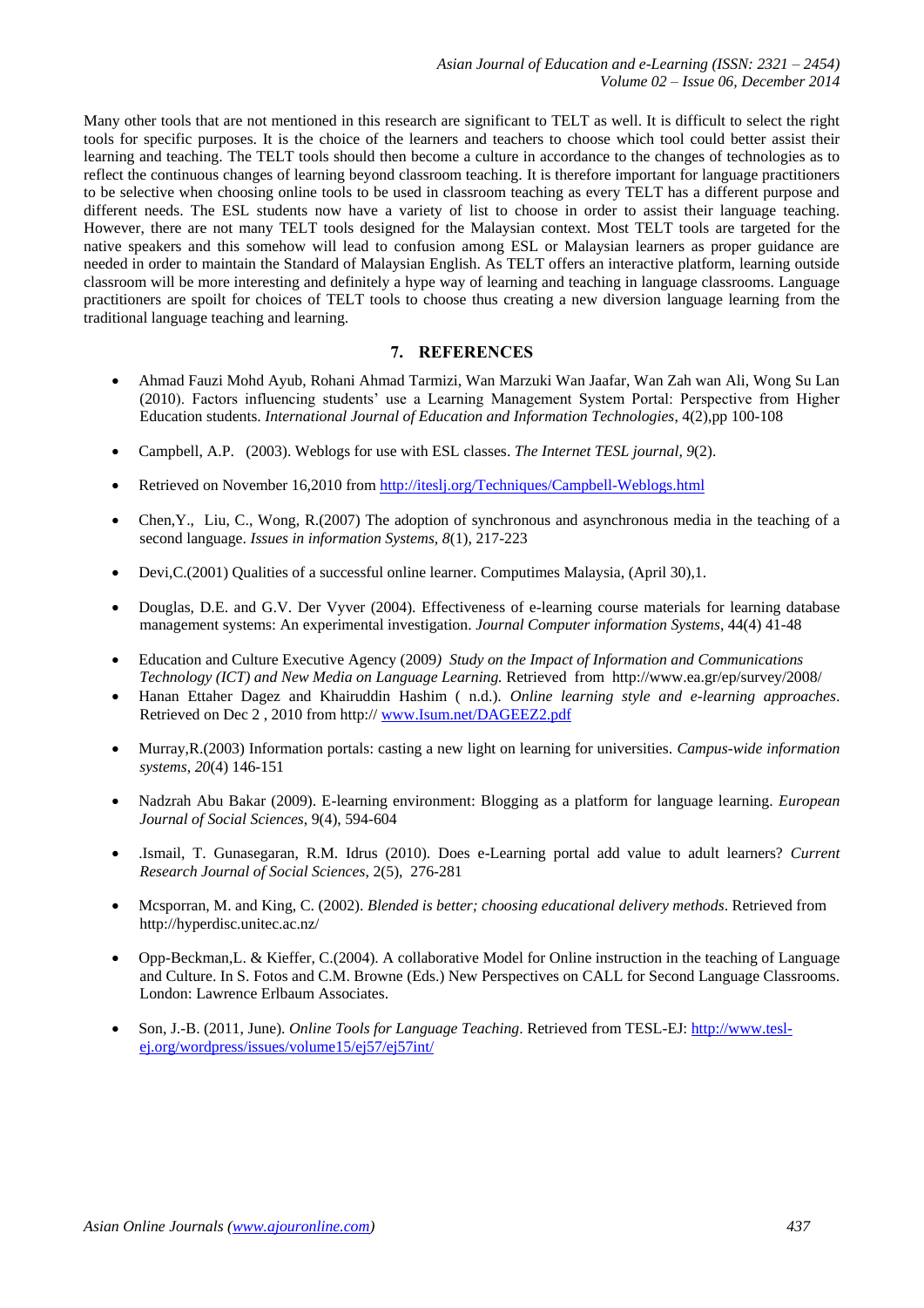Many other tools that are not mentioned in this research are significant to TELT as well. It is difficult to select the right tools for specific purposes. It is the choice of the learners and teachers to choose which tool could better assist their learning and teaching. The TELT tools should then become a culture in accordance to the changes of technologies as to reflect the continuous changes of learning beyond classroom teaching. It is therefore important for language practitioners to be selective when choosing online tools to be used in classroom teaching as every TELT has a different purpose and different needs. The ESL students now have a variety of list to choose in order to assist their language teaching. However, there are not many TELT tools designed for the Malaysian context. Most TELT tools are targeted for the native speakers and this somehow will lead to confusion among ESL or Malaysian learners as proper guidance are needed in order to maintain the Standard of Malaysian English. As TELT offers an interactive platform, learning outside classroom will be more interesting and definitely a hype way of learning and teaching in language classrooms. Language practitioners are spoilt for choices of TELT tools to choose thus creating a new diversion language learning from the traditional language teaching and learning.

## 7. REFERENCES

- Ahmad Fauzi Mohd Ayub, Rohani Ahmad Tarmizi, Wan Marzuki Wan Jaafar, Wan Zah wan Ali, Wong Su Lan (2010). Factors influencing students' use a Learning Management System Portal: Perspective from Higher Education students. *International Journal of Education and Information Technologies*, 4(2),pp 100-108
- Campbell, A.P. (2003). Weblogs for use with ESL classes. *The Internet TESL journal, 9*(2).
- Retrieved on November 16,2010 from http://iteslj.org/Techniques/Campbell-Weblogs.html
- Chen,Y., Liu, C., Wong, R.(2007) The adoption of synchronous and asynchronous media in the teaching of a second language. *Issues in information Systems, 8*(1), 217-223
- Devi,C.(2001) Qualities of a successful online learner. Computimes Malaysia, (April 30),1.
- Douglas, D.E. and G.V. Der Vyver (2004). Effectiveness of e-learning course materials for learning database management systems: An experimental investigation. *Journal Computer information Systems*, 44(4) 41-48
- Education and Culture Executive Agency (2009*) Study on the Impact of Information and Communications Technology (ICT) and New Media on Language Learning.* Retrieved from http://www.ea.gr/ep/survey/2008/
- Hanan Ettaher Dagez and Khairuddin Hashim ( n.d.). *Online learning style and e-learning approaches*. Retrieved on Dec 2 , 2010 from http:// www.Isum.net/DAGEEZ2.pdf
- Murray,R.(2003) Information portals: casting a new light on learning for universities. *Campus-wide information systems, 20*(4) 146-151
- Nadzrah Abu Bakar (2009). E-learning environment: Blogging as a platform for language learning. *European Journal of Social Sciences*, 9(4), 594-604
- .Ismail, T. Gunasegaran, R.M. Idrus (2010). Does e-Learning portal add value to adult learners? *Current Research Journal of Social Sciences*, 2(5), 276-281
- Mcsporran, M. and King, C. (2002). *Blended is better; choosing educational delivery methods*. Retrieved from http://hyperdisc.unitec.ac.nz/
- Opp-Beckman,L. & Kieffer, C.(2004). A collaborative Model for Online instruction in the teaching of Language and Culture. In S. Fotos and C.M. Browne (Eds.) New Perspectives on CALL for Second Language Classrooms. London: Lawrence Erlbaum Associates.
- Son, J.-B. (2011, June). *Online Tools for Language Teaching*. Retrieved from TESL-EJ: http://www.tesl-ej.org/wordpress/issues/volume15/ej57/ej57int/